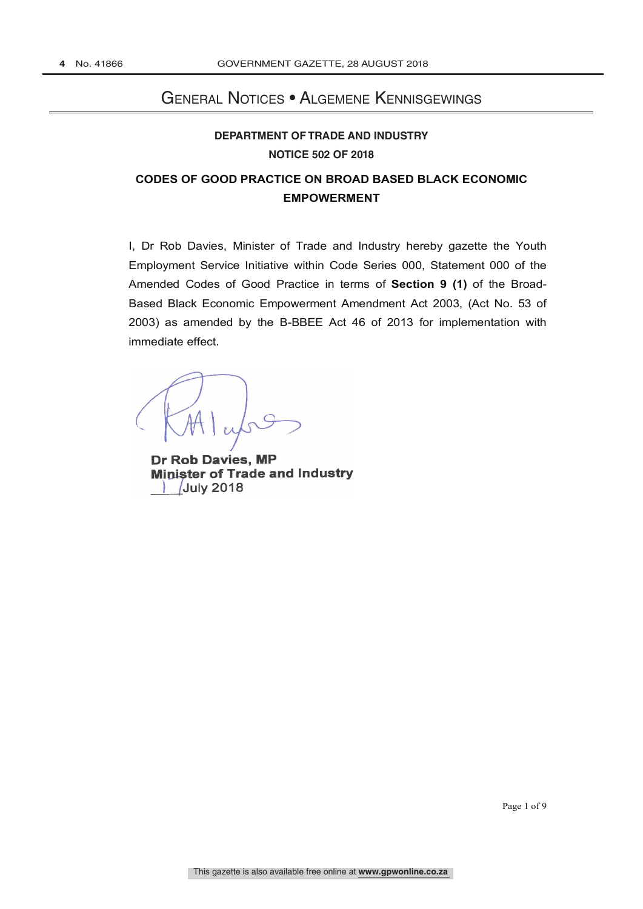# General Notices • Algemene Kennisgewings

**DEPARTMENT OF TRADE AND INDUSTRY**

**NOTICE 502 OF 2018**

## CODES OF GOOD PRACTICE ON BROAD BASED BLACK ECONOMIC EMPOWERMENT

I, Dr Rob Davies, Minister of Trade and Industry hereby gazette the Youth Employment Service Initiative within Code Series 000, Statement 000 of the Amended Codes of Good Practice in terms of **Section 9 (1)** of the Broad-Based Black Economic Empowerment Amendment Act 2003, (Act No. 53 of 2003) as amended by the B-BBEE Act 46 of 2013 for implementation with immediate effect.

**Dr Rob Davies, MP**
**Minister of Trade and Industry**
1 July 2018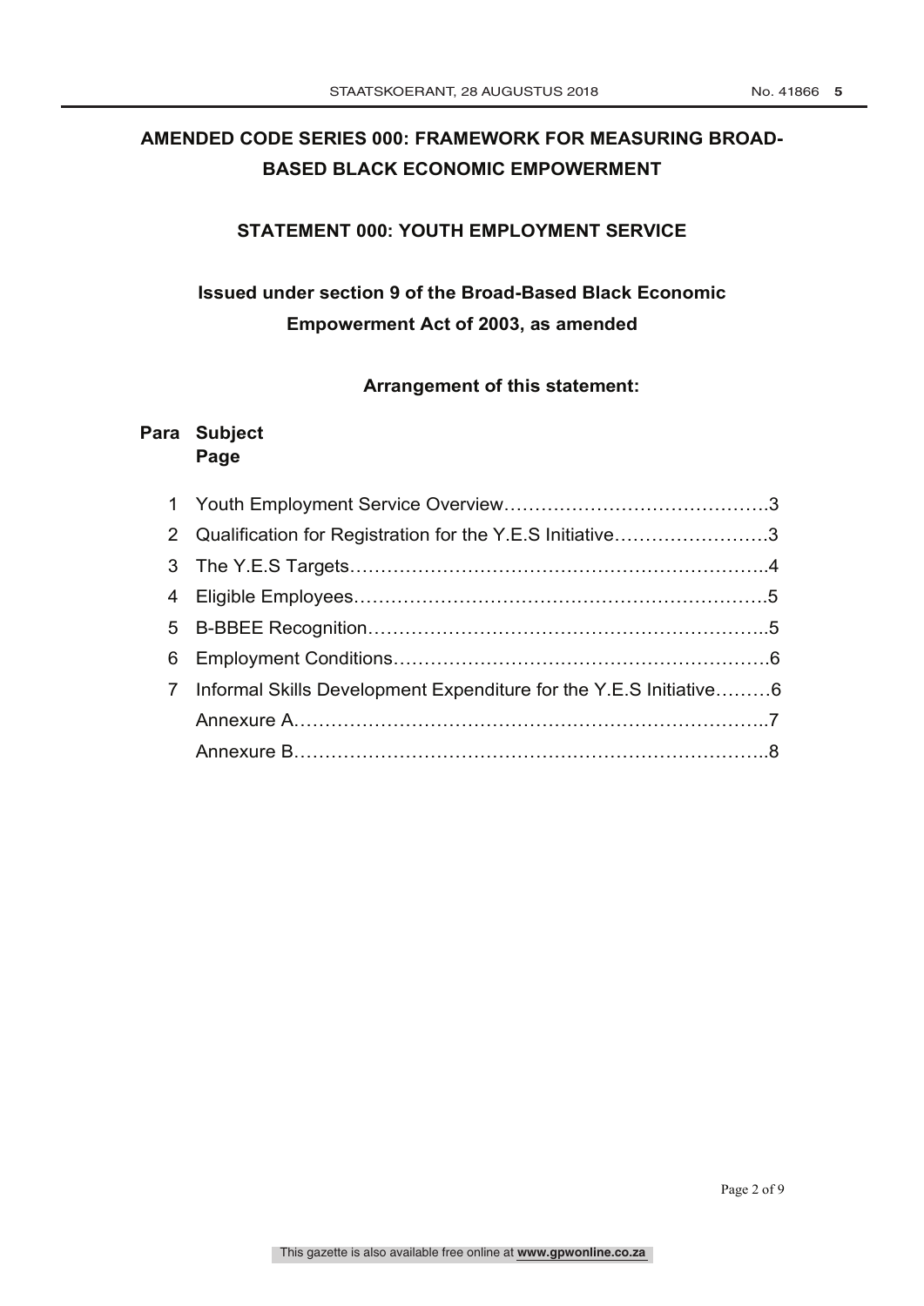# AMENDED CODE SERIES 000: FRAMEWORK FOR MEASURING BROAD-BASED BLACK ECONOMIC EMPOWERMENT

## STATEMENT 000: YOUTH EMPLOYMENT SERVICE

### Issued under section 9 of the Broad-Based Black Economic Empowerment Act of 2003, as amended

**Arrangement of this statement:**

| Para | Subject | Page |
|---|---|---|
| 1 | Youth Employment Service Overview | 3 |
| 2 | Qualification for Registration for the Y.E.S Initiative | 3 |
| 3 | The Y.E.S Targets | 4 |
| 4 | Eligible Employees | 5 |
| 5 | B-BBEE Recognition | 5 |
| 6 | Employment Conditions | 6 |
| 7 | Informal Skills Development Expenditure for the Y.E.S Initiative | 6 |
| | Annexure A | 7 |
| | Annexure B | 8 |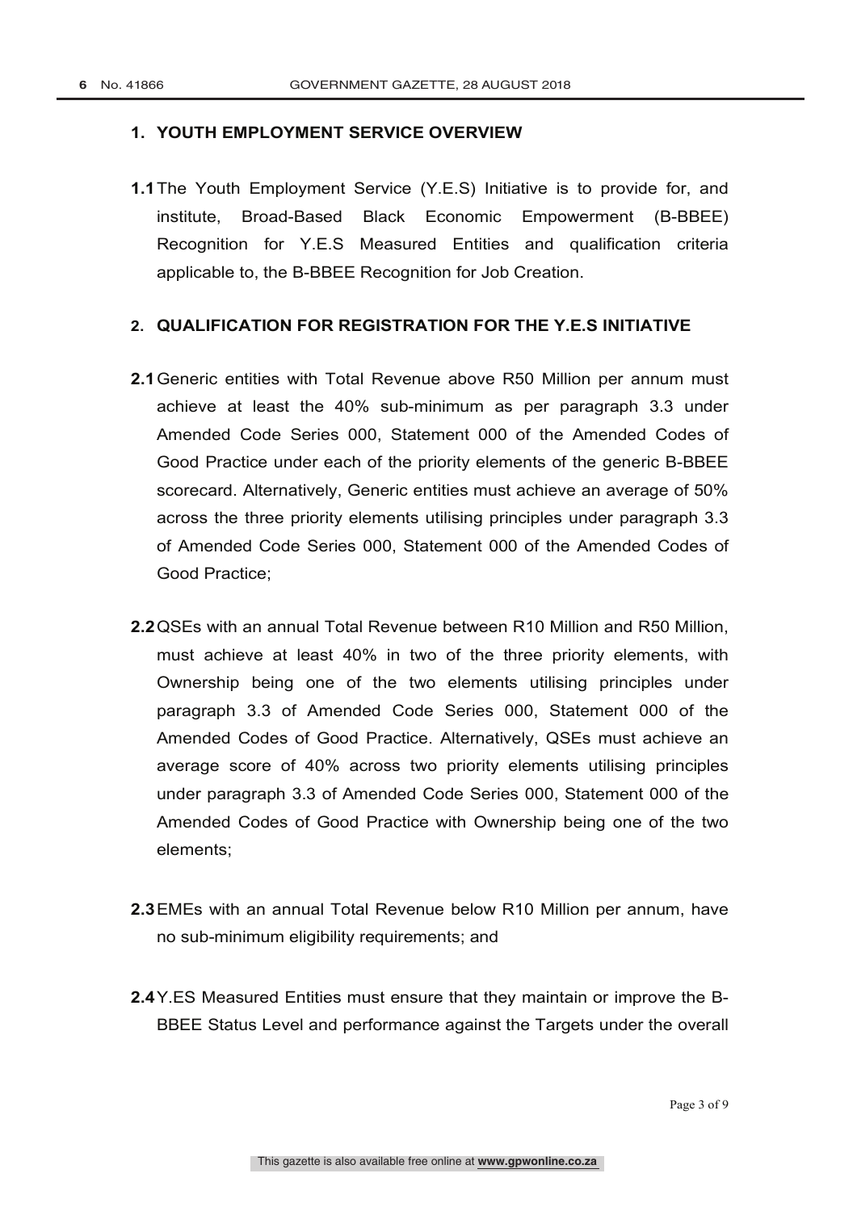## 1. YOUTH EMPLOYMENT SERVICE OVERVIEW

**1.1** The Youth Employment Service (Y.E.S) Initiative is to provide for, and institute, Broad-Based Black Economic Empowerment (B-BBEE) Recognition for Y.E.S Measured Entities and qualification criteria applicable to, the B-BBEE Recognition for Job Creation.

## 2. QUALIFICATION FOR REGISTRATION FOR THE Y.E.S INITIATIVE

**2.1** Generic entities with Total Revenue above R50 Million per annum must achieve at least the 40% sub-minimum as per paragraph 3.3 under Amended Code Series 000, Statement 000 of the Amended Codes of Good Practice under each of the priority elements of the generic B-BBEE scorecard. Alternatively, Generic entities must achieve an average of 50% across the three priority elements utilising principles under paragraph 3.3 of Amended Code Series 000, Statement 000 of the Amended Codes of Good Practice;

**2.2** QSEs with an annual Total Revenue between R10 Million and R50 Million, must achieve at least 40% in two of the three priority elements, with Ownership being one of the two elements utilising principles under paragraph 3.3 of Amended Code Series 000, Statement 000 of the Amended Codes of Good Practice. Alternatively, QSEs must achieve an average score of 40% across two priority elements utilising principles under paragraph 3.3 of Amended Code Series 000, Statement 000 of the Amended Codes of Good Practice with Ownership being one of the two elements;

**2.3** EMEs with an annual Total Revenue below R10 Million per annum, have no sub-minimum eligibility requirements; and

**2.4** Y.ES Measured Entities must ensure that they maintain or improve the B-BBEE Status Level and performance against the Targets under the overall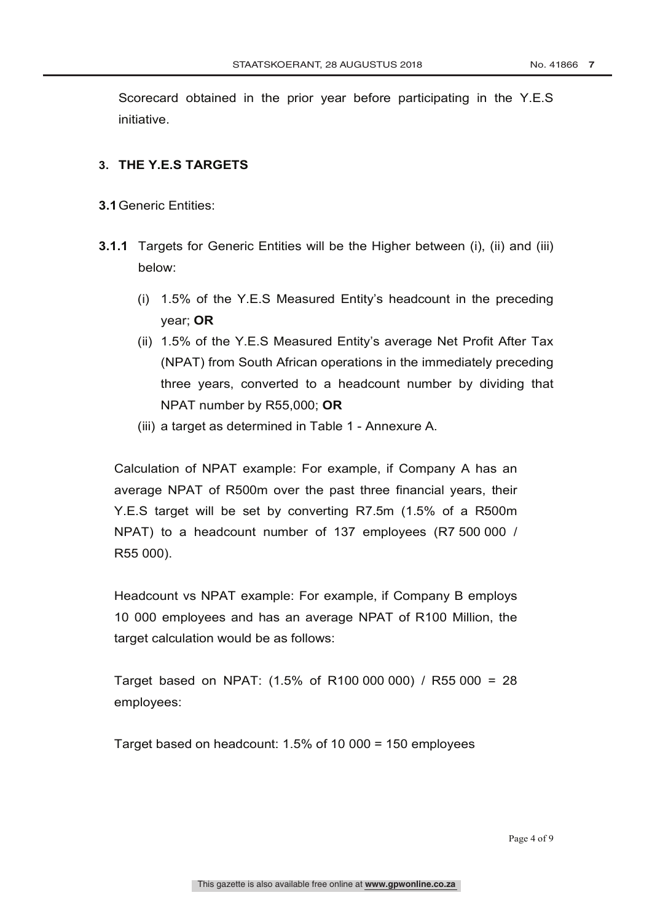Scorecard obtained in the prior year before participating in the Y.E.S initiative.

## 3. THE Y.E.S TARGETS

**3.1** Generic Entities:

**3.1.1** Targets for Generic Entities will be the Higher between (i), (ii) and (iii) below:

(i) 1.5% of the Y.E.S Measured Entity's headcount in the preceding year; **OR**

(ii) 1.5% of the Y.E.S Measured Entity's average Net Profit After Tax (NPAT) from South African operations in the immediately preceding three years, converted to a headcount number by dividing that NPAT number by R55,000; **OR**

(iii) a target as determined in Table 1 - Annexure A.

Calculation of NPAT example: For example, if Company A has an average NPAT of R500m over the past three financial years, their Y.E.S target will be set by converting R7.5m (1.5% of a R500m NPAT) to a headcount number of 137 employees (R7 500 000 / R55 000).

Headcount vs NPAT example: For example, if Company B employs 10 000 employees and has an average NPAT of R100 Million, the target calculation would be as follows:

Target based on NPAT: (1.5% of R100 000 000) / R55 000 = 28 employees:

Target based on headcount: 1.5% of 10 000 = 150 employees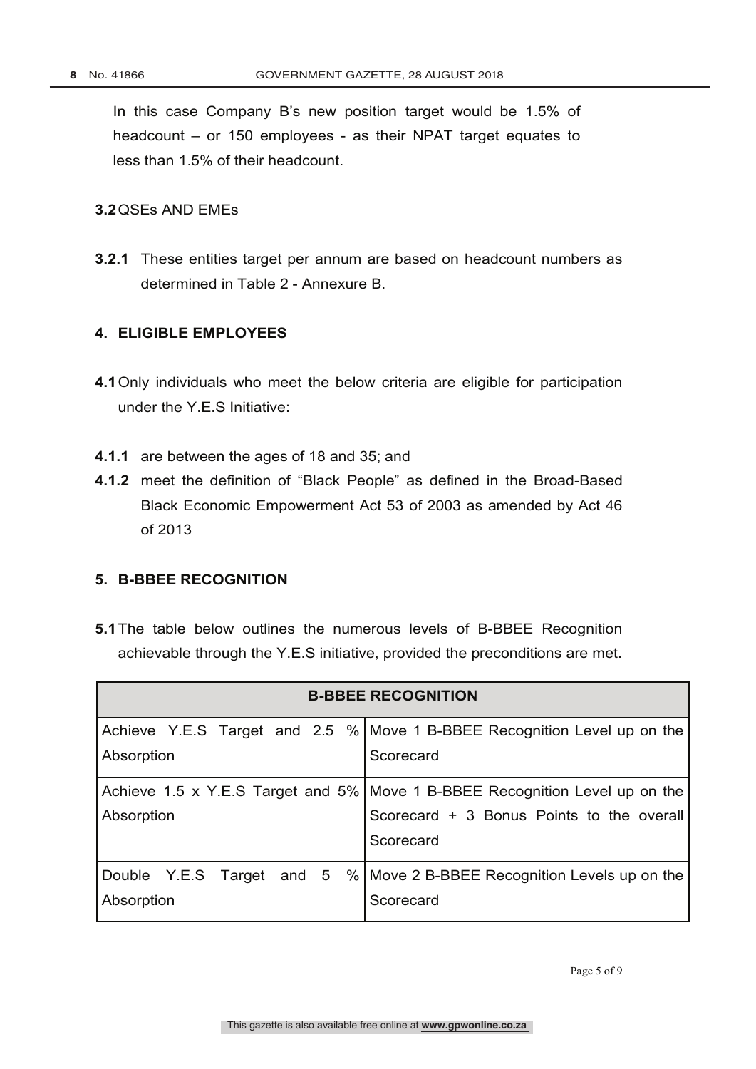In this case Company B's new position target would be 1.5% of headcount – or 150 employees - as their NPAT target equates to less than 1.5% of their headcount.

**3.2** QSEs AND EMEs

**3.2.1** These entities target per annum are based on headcount numbers as determined in Table 2 - Annexure B.

## 4. ELIGIBLE EMPLOYEES

**4.1** Only individuals who meet the below criteria are eligible for participation under the Y.E.S Initiative:

**4.1.1** are between the ages of 18 and 35; and

**4.1.2** meet the definition of "Black People" as defined in the Broad-Based Black Economic Empowerment Act 53 of 2003 as amended by Act 46 of 2013

## 5. B-BBEE RECOGNITION

**5.1** The table below outlines the numerous levels of B-BBEE Recognition achievable through the Y.E.S initiative, provided the preconditions are met.

| **B-BBEE RECOGNITION** | |
|---|---|
| Achieve Y.E.S Target and 2.5 % Absorption | Move 1 B-BBEE Recognition Level up on the Scorecard |
| Achieve 1.5 x Y.E.S Target and 5% Absorption | Move 1 B-BBEE Recognition Level up on the Scorecard + 3 Bonus Points to the overall Scorecard |
| Double Y.E.S Target and 5 % Absorption | Move 2 B-BBEE Recognition Levels up on the Scorecard |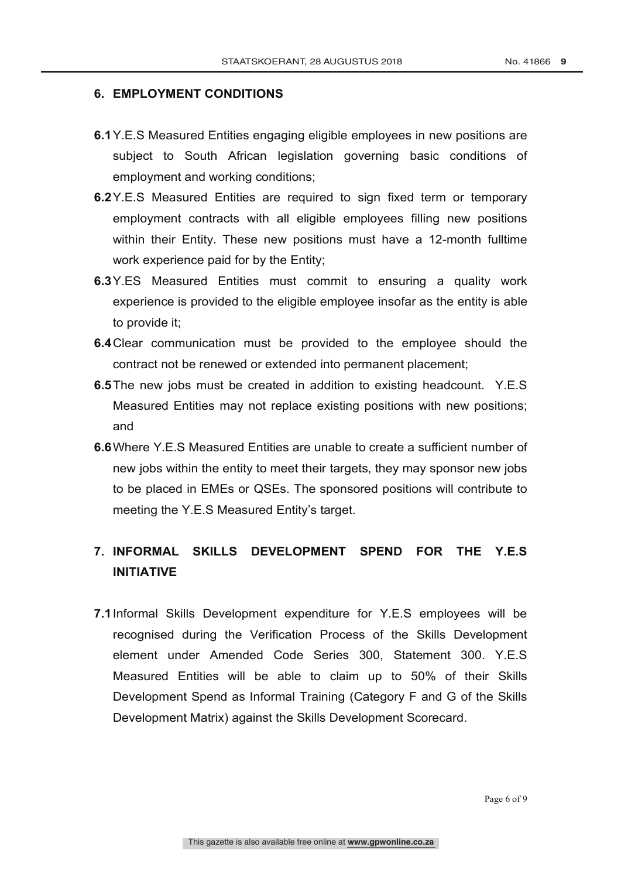## 6. EMPLOYMENT CONDITIONS

**6.1** Y.E.S Measured Entities engaging eligible employees in new positions are subject to South African legislation governing basic conditions of employment and working conditions;

**6.2** Y.E.S Measured Entities are required to sign fixed term or temporary employment contracts with all eligible employees filling new positions within their Entity. These new positions must have a 12-month fulltime work experience paid for by the Entity;

**6.3** Y.ES Measured Entities must commit to ensuring a quality work experience is provided to the eligible employee insofar as the entity is able to provide it;

**6.4** Clear communication must be provided to the employee should the contract not be renewed or extended into permanent placement;

**6.5** The new jobs must be created in addition to existing headcount. Y.E.S Measured Entities may not replace existing positions with new positions; and

**6.6** Where Y.E.S Measured Entities are unable to create a sufficient number of new jobs within the entity to meet their targets, they may sponsor new jobs to be placed in EMEs or QSEs. The sponsored positions will contribute to meeting the Y.E.S Measured Entity's target.

## 7. INFORMAL SKILLS DEVELOPMENT SPEND FOR THE Y.E.S INITIATIVE

**7.1** Informal Skills Development expenditure for Y.E.S employees will be recognised during the Verification Process of the Skills Development element under Amended Code Series 300, Statement 300. Y.E.S Measured Entities will be able to claim up to 50% of their Skills Development Spend as Informal Training (Category F and G of the Skills Development Matrix) against the Skills Development Scorecard.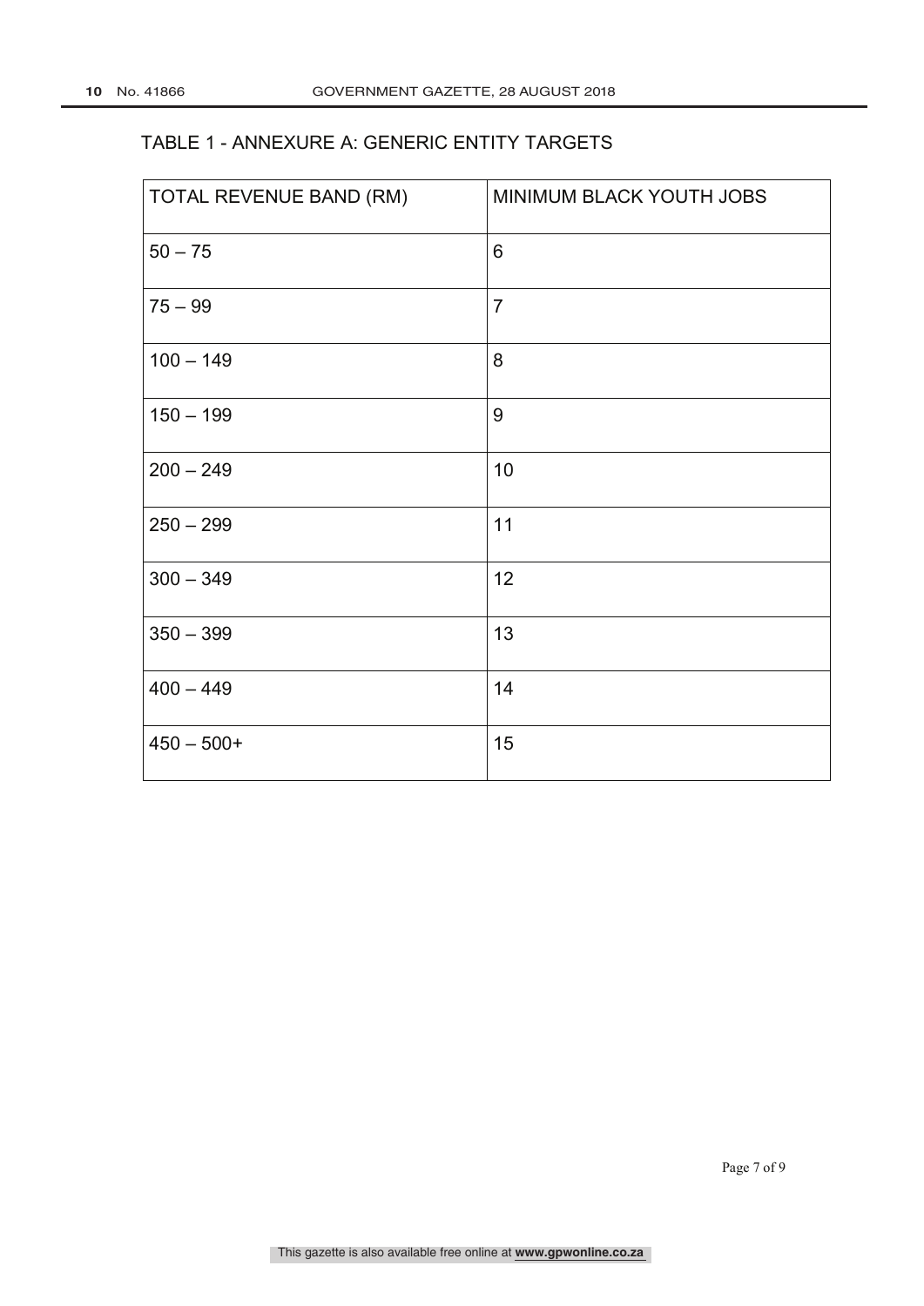TABLE 1 - ANNEXURE A: GENERIC ENTITY TARGETS

| TOTAL REVENUE BAND (RM) | MINIMUM BLACK YOUTH JOBS |
|---|---|
| 50 – 75 | 6 |
| 75 – 99 | 7 |
| 100 – 149 | 8 |
| 150 – 199 | 9 |
| 200 – 249 | 10 |
| 250 – 299 | 11 |
| 300 – 349 | 12 |
| 350 – 399 | 13 |
| 400 – 449 | 14 |
| 450 – 500+ | 15 |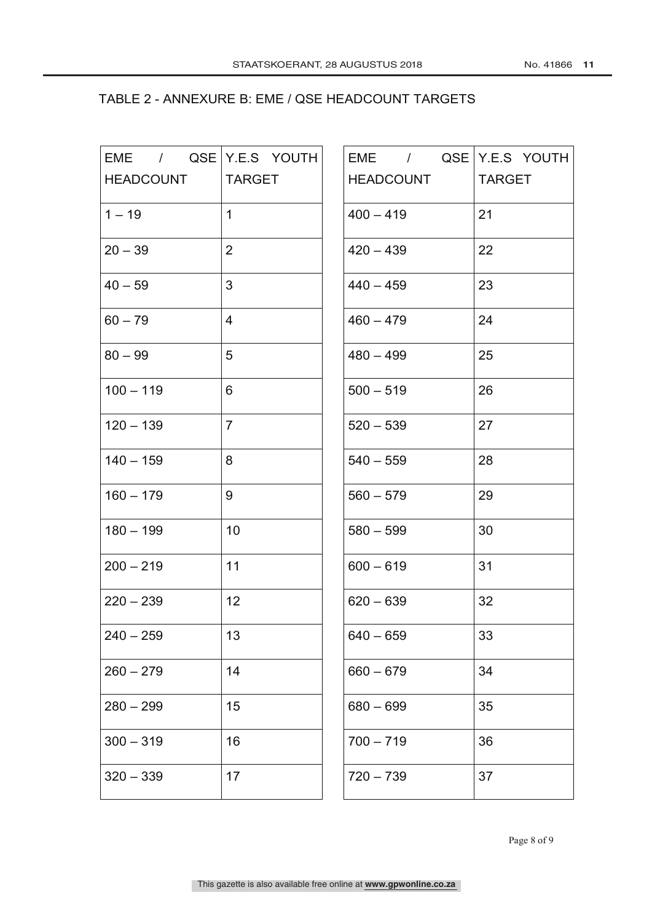## TABLE 2 - ANNEXURE B: EME / QSE HEADCOUNT TARGETS

| EME / QSE HEADCOUNT | Y.E.S YOUTH TARGET |
|---|---|
| 1 – 19 | 1 |
| 20 – 39 | 2 |
| 40 – 59 | 3 |
| 60 – 79 | 4 |
| 80 – 99 | 5 |
| 100 – 119 | 6 |
| 120 – 139 | 7 |
| 140 – 159 | 8 |
| 160 – 179 | 9 |
| 180 – 199 | 10 |
| 200 – 219 | 11 |
| 220 – 239 | 12 |
| 240 – 259 | 13 |
| 260 – 279 | 14 |
| 280 – 299 | 15 |
| 300 – 319 | 16 |
| 320 – 339 | 17 |

| EME / QSE HEADCOUNT | Y.E.S YOUTH TARGET |
|---|---|
| 400 – 419 | 21 |
| 420 – 439 | 22 |
| 440 – 459 | 23 |
| 460 – 479 | 24 |
| 480 – 499 | 25 |
| 500 – 519 | 26 |
| 520 – 539 | 27 |
| 540 – 559 | 28 |
| 560 – 579 | 29 |
| 580 – 599 | 30 |
| 600 – 619 | 31 |
| 620 – 639 | 32 |
| 640 – 659 | 33 |
| 660 – 679 | 34 |
| 680 – 699 | 35 |
| 700 – 719 | 36 |
| 720 – 739 | 37 |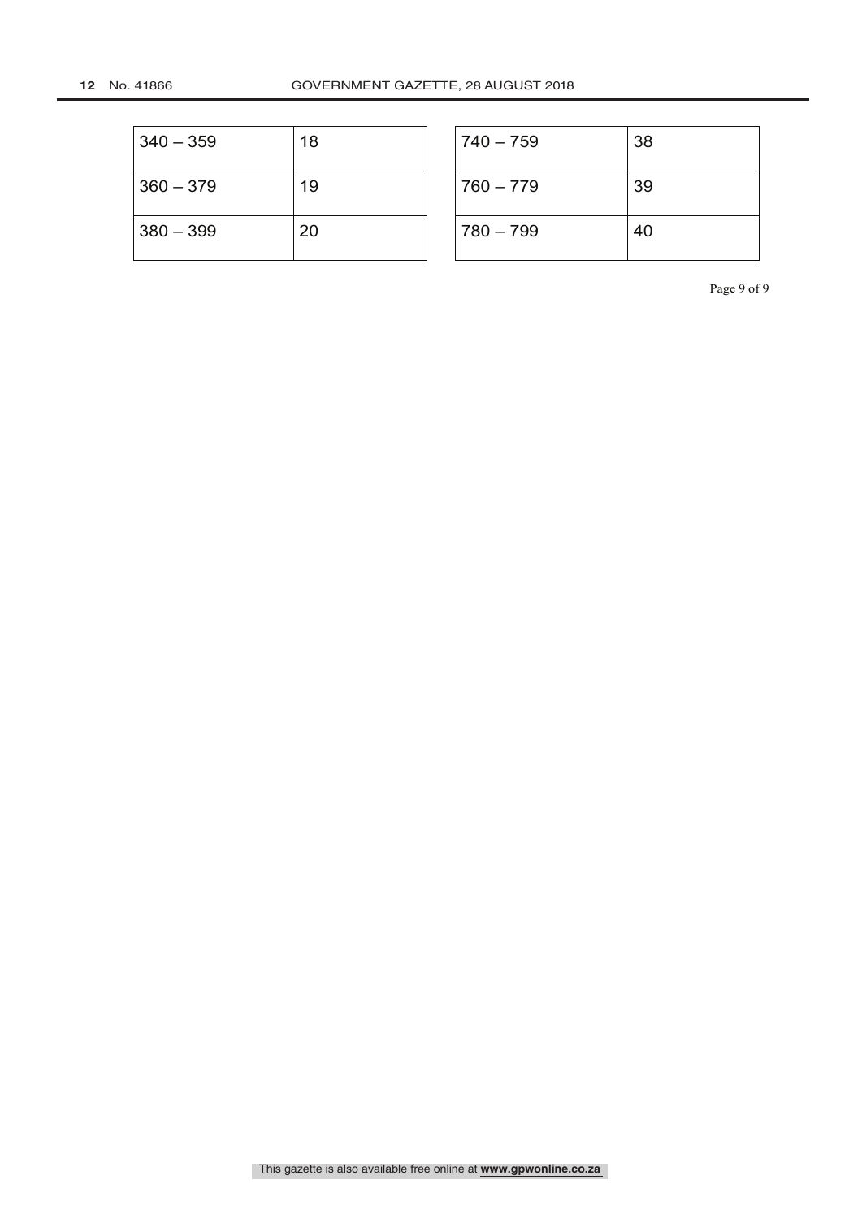| | |
|---|---|
| 340 – 359 | 18 |
| 360 – 379 | 19 |
| 380 – 399 | 20 |

| | |
|---|---|
| 740 – 759 | 38 |
| 760 – 779 | 39 |
| 780 – 799 | 40 |